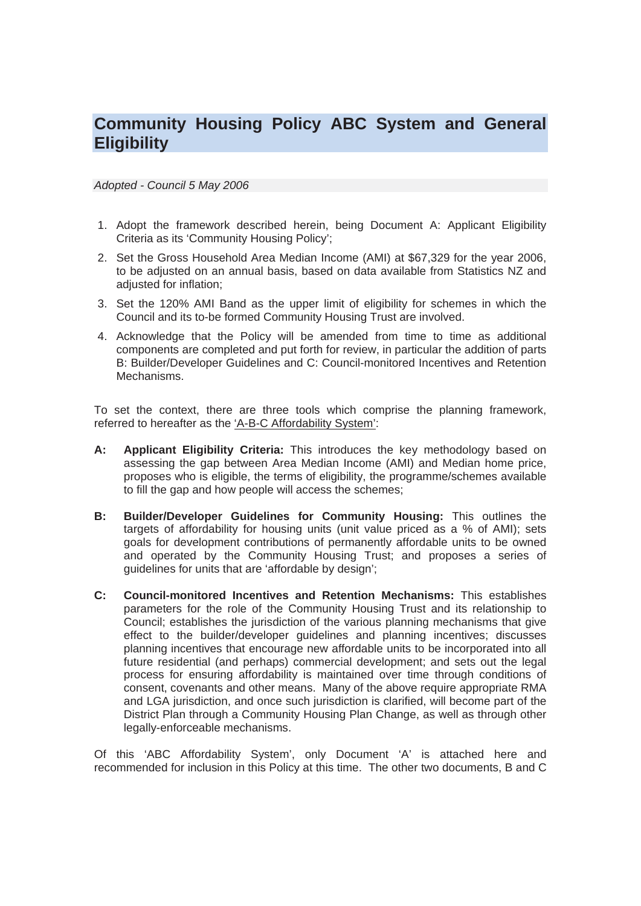# Community Housing Policy ABC System and General Eligibility

*Adopted - Council 5 May 2006*

1. Adopt the framework described herein, being Document A: Applicant Eligibility Criteria as its 'Community Housing Policy';
2. Set the Gross Household Area Median Income (AMI) at $67,329 for the year 2006, to be adjusted on an annual basis, based on data available from Statistics NZ and adjusted for inflation;
3. Set the 120% AMI Band as the upper limit of eligibility for schemes in which the Council and its to-be formed Community Housing Trust are involved.
4. Acknowledge that the Policy will be amended from time to time as additional components are completed and put forth for review, in particular the addition of parts B: Builder/Developer Guidelines and C: Council-monitored Incentives and Retention Mechanisms.

To set the context, there are three tools which comprise the planning framework, referred to hereafter as the 'A-B-C Affordability System':

**A:** **Applicant Eligibility Criteria:** This introduces the key methodology based on assessing the gap between Area Median Income (AMI) and Median home price, proposes who is eligible, the terms of eligibility, the programme/schemes available to fill the gap and how people will access the schemes;

**B:** **Builder/Developer Guidelines for Community Housing:** This outlines the targets of affordability for housing units (unit value priced as a % of AMI); sets goals for development contributions of permanently affordable units to be owned and operated by the Community Housing Trust; and proposes a series of guidelines for units that are 'affordable by design';

**C:** **Council-monitored Incentives and Retention Mechanisms:** This establishes parameters for the role of the Community Housing Trust and its relationship to Council; establishes the jurisdiction of the various planning mechanisms that give effect to the builder/developer guidelines and planning incentives; discusses planning incentives that encourage new affordable units to be incorporated into all future residential (and perhaps) commercial development; and sets out the legal process for ensuring affordability is maintained over time through conditions of consent, covenants and other means. Many of the above require appropriate RMA and LGA jurisdiction, and once such jurisdiction is clarified, will become part of the District Plan through a Community Housing Plan Change, as well as through other legally-enforceable mechanisms.

Of this 'ABC Affordability System', only Document 'A' is attached here and recommended for inclusion in this Policy at this time. The other two documents, B and C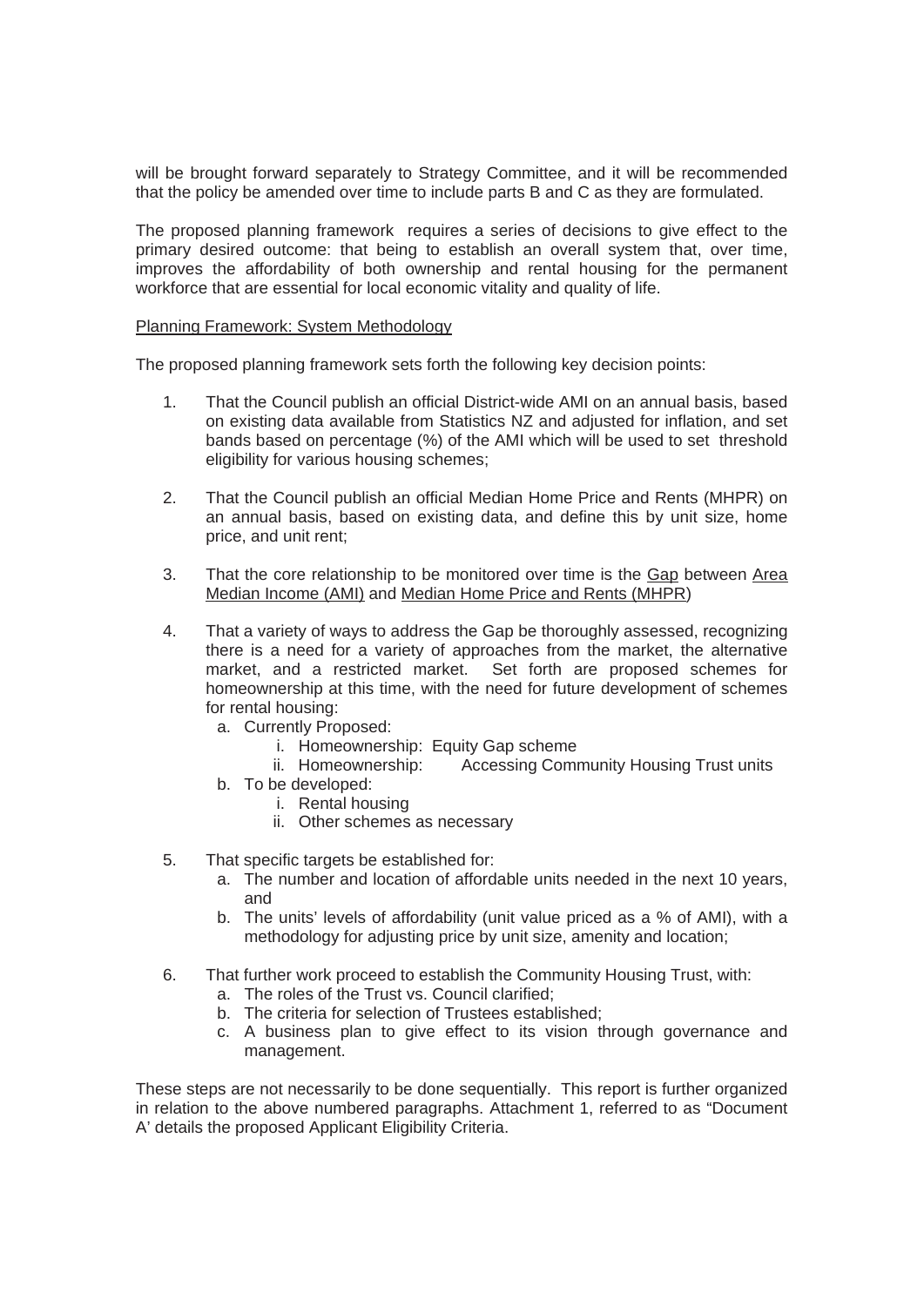will be brought forward separately to Strategy Committee, and it will be recommended that the policy be amended over time to include parts B and C as they are formulated.

The proposed planning framework requires a series of decisions to give effect to the primary desired outcome: that being to establish an overall system that, over time, improves the affordability of both ownership and rental housing for the permanent workforce that are essential for local economic vitality and quality of life.

<u>Planning Framework: System Methodology</u>

The proposed planning framework sets forth the following key decision points:

1. That the Council publish an official District-wide AMI on an annual basis, based on existing data available from Statistics NZ and adjusted for inflation, and set bands based on percentage (%) of the AMI which will be used to set threshold eligibility for various housing schemes;

2. That the Council publish an official Median Home Price and Rents (MHPR) on an annual basis, based on existing data, and define this by unit size, home price, and unit rent;

3. That the core relationship to be monitored over time is the <u>Gap</u> between <u>Area Median Income (AMI)</u> and <u>Median Home Price and Rents (MHPR</u>)

4. That a variety of ways to address the Gap thoroughly assessed, recognizing there is a need for a variety of approaches from the market, the alternative market, and a restricted market. Set forth are proposed schemes for homeownership at this time, with the need for future development of schemes for rental housing:
   a. Currently Proposed:
      i. Homeownership: Equity Gap scheme
      ii. Homeownership: Accessing Community Housing Trust units
   b. To be developed:
      i. Rental housing
      ii. Other schemes as necessary

5. That specific targets be established for:
   a. The number and location of affordable units needed in the next 10 years, and
   b. The units' levels of affordability (unit value priced as a % of AMI), with a methodology for adjusting price by unit size, amenity and location;

6. That further work proceed to establish the Community Housing Trust, with:
   a. The roles of the Trust vs. Council clarified;
   b. The criteria for selection of Trustees established;
   c. A business plan to give effect to its vision through governance and management.

These steps are not necessarily to be done sequentially. This report is further organized in relation to the above numbered paragraphs. Attachment 1, referred to as "Document A' details the proposed Applicant Eligibility Criteria.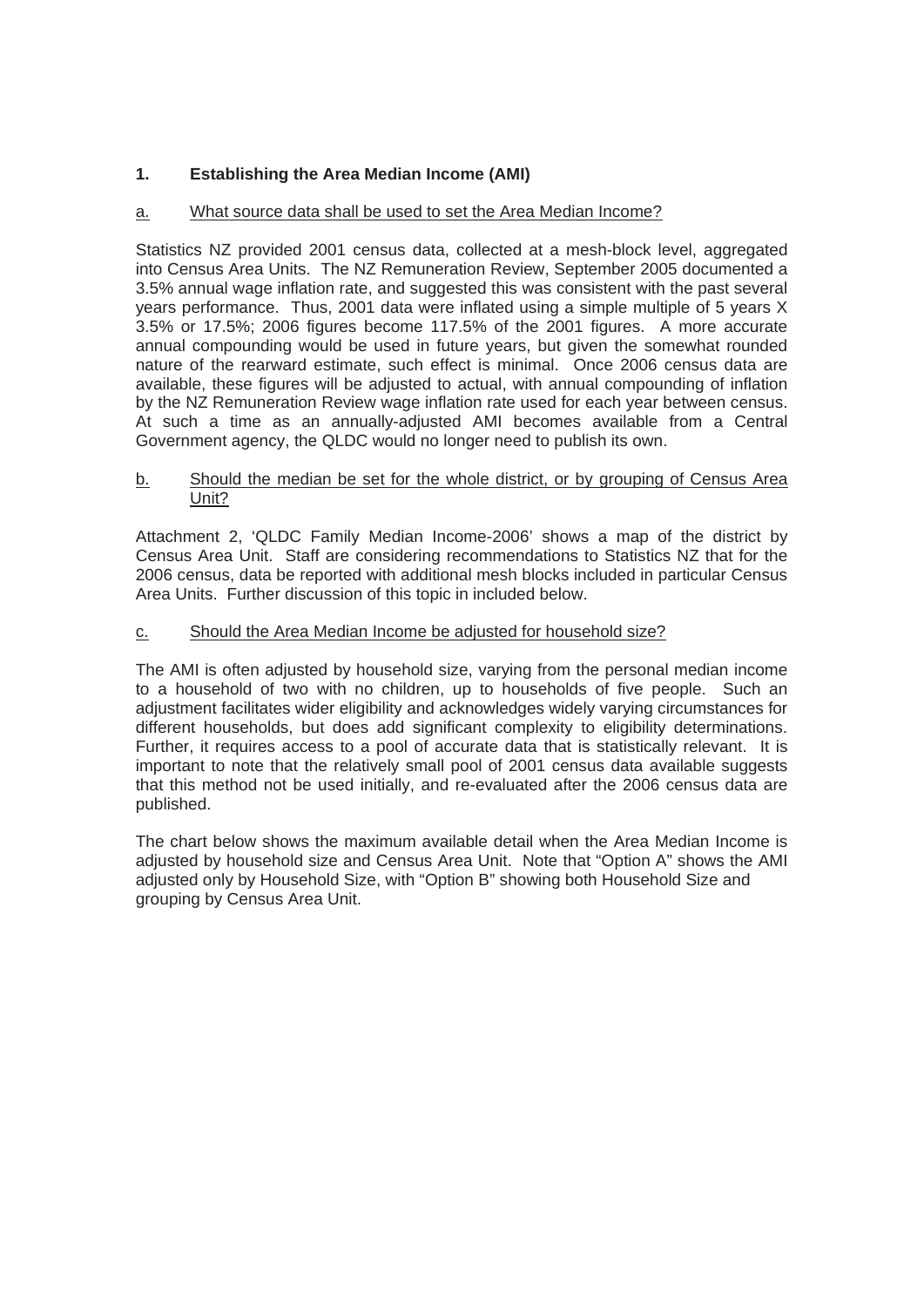## 1. Establishing the Area Median Income (AMI)

### a. What source data shall be used to set the Area Median Income?

Statistics NZ provided 2001 census data, collected at a mesh-block level, aggregated into Census Area Units. The NZ Remuneration Review, September 2005 documented a 3.5% annual wage inflation rate, and suggested this was consistent with the past several years performance. Thus, 2001 data were inflated using a simple multiple of 5 years X 3.5% or 17.5%; 2006 figures become 117.5% of the 2001 figures. A more accurate annual compounding would be used in future years, but given the somewhat rounded nature of the rearward estimate, such effect is minimal. Once 2006 census data are available, these figures will be adjusted to actual, with annual compounding of inflation by the NZ Remuneration Review wage inflation rate used for each year between census. At such a time as an annually-adjusted AMI becomes available from a Central Government agency, the QLDC would no longer need to publish its own.

### b. Should the median be set for the whole district, or by grouping of Census Area Unit?

Attachment 2, 'QLDC Family Median Income-2006' shows a map of the district by Census Area Unit. Staff are considering recommendations to Statistics NZ that for the 2006 census, data be reported with additional mesh blocks included in particular Census Area Units. Further discussion of this topic in included below.

### c. Should the Area Median Income be adjusted for household size?

The AMI is often adjusted by household size, varying from the personal median income to a household of two with no children, up to households of five people. Such an adjustment facilitates wider eligibility and acknowledges widely varying circumstances for different households, but does add significant complexity to eligibility determinations. Further, it requires access to a pool of accurate data that is statistically relevant. It is important to note that the relatively small pool of 2001 census data available suggests that this method not be used initially, and re-evaluated after the 2006 census data are published.

The chart below shows the maximum available detail when the Area Median Income is adjusted by household size and Census Area Unit. Note that "Option A" shows the AMI adjusted only by Household Size, with "Option B" showing both Household Size and grouping by Census Area Unit.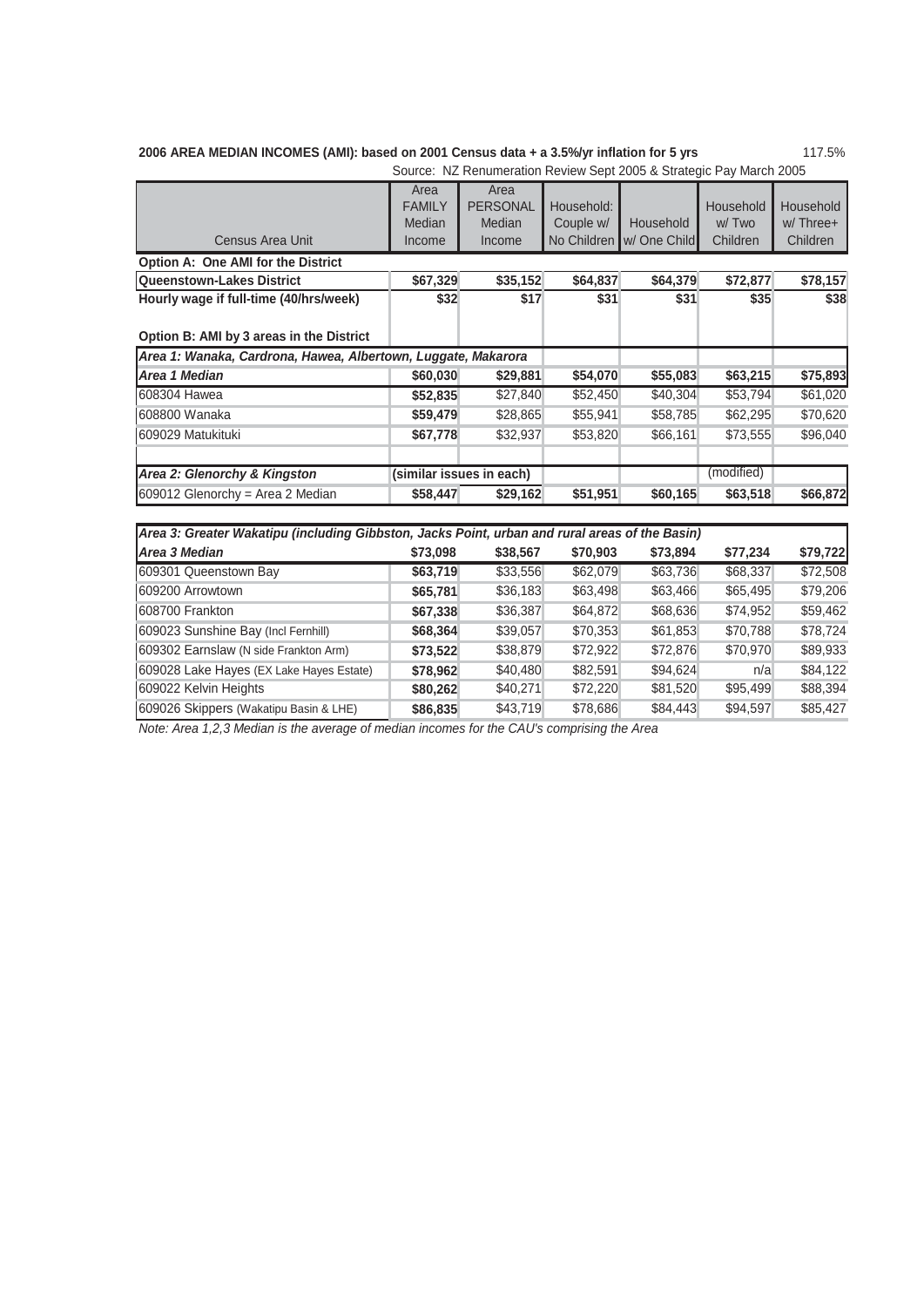**2006 AREA MEDIAN INCOMES (AMI): based on 2001 Census data + a 3.5%/yr inflation for 5 yrs** 117.5%

Source: NZ Renumeration Review Sept 2005 & Strategic Pay March 2005

| Census Area Unit | Area FAMILY Median Income | Area PERSONAL Median Income | Household: Couple w/ No Children | Household w/ One Child | Household w/ Two Children | Household w/ Three+ Children |
|---|---|---|---|---|---|---|
| **Option A: One AMI for the District** | | | | | | |
| **Queenstown-Lakes District** | **$67,329** | **$35,152** | **$64,837** | **$64,379** | **$72,877** | **$78,157** |
| **Hourly wage if full-time (40/hrs/week)** | **$32** | **$17** | **$31** | **$31** | **$35** | **$38** |
| **Option B: AMI by 3 areas in the District** | | | | | | |
| ***Area 1: Wanaka, Cardrona, Hawea, Albertown, Luggate, Makarora*** | | | | | | |
| ***Area 1 Median*** | **$60,030** | **$29,881** | **$54,070** | **$55,083** | **$63,215** | **$75,893** |
| 608304 Hawea | **$52,835** | $27,840 | $52,450 | $40,304 | $53,794 | $61,020 |
| 608800 Wanaka | **$59,479** | $28,865 | $55,941 | $58,785 | $62,295 | $70,620 |
| 609029 Matukituki | **$67,778** | $32,937 | $53,820 | $66,161 | $73,555 | $96,040 |
| ***Area 2: Glenorchy & Kingston*** | **(similar issues in each)** | | | | (modified) | |
| 609012 Glenorchy = Area 2 Median | **$58,447** | **$29,162** | **$51,951** | **$60,165** | **$63,518** | **$66,872** |
| ***Area 3: Greater Wakatipu (including Gibbston, Jacks Point, urban and rural areas of the Basin)*** | | | | | | |
| ***Area 3 Median*** | **$73,098** | **$38,567** | **$70,903** | **$73,894** | **$77,234** | **$79,722** |
| 609301 Queenstown Bay | **$63,719** | $33,556 | $62,079 | $63,736 | $68,337 | $72,508 |
| 609200 Arrowtown | **$65,781** | $36,183 | $63,498 | $63,466 | $65,495 | $79,206 |
| 608700 Frankton | **$67,338** | $36,387 | $64,872 | $68,636 | $74,952 | $59,462 |
| 609023 Sunshine Bay (Incl Fernhill) | **$68,364** | $39,057 | $70,353 | $61,853 | $70,788 | $78,724 |
| 609302 Earnslaw (N side Frankton Arm) | **$73,522** | $38,879 | $72,922 | $72,876 | $70,970 | $89,933 |
| 609028 Lake Hayes (EX Lake Hayes Estate) | **$78,962** | $40,480 | $82,591 | $94,624 | n/a | $84,122 |
| 609022 Kelvin Heights | **$80,262** | $40,271 | $72,220 | $81,520 | $95,499 | $88,394 |
| 609026 Skippers (Wakatipu Basin & LHE) | **$86,835** | $43,719 | $78,686 | $84,443 | $94,597 | $85,427 |

*Note: Area 1,2,3 Median is the average of median incomes for the CAU's comprising the Area*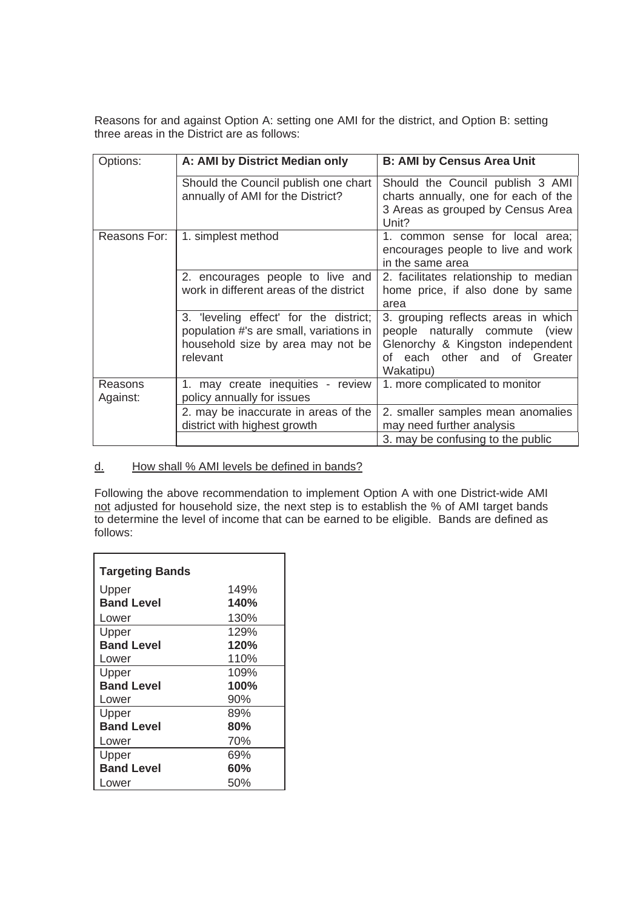Reasons for and against Option A: setting one AMI for the district, and Option B: setting three areas in the District are as follows:

| Options: | A: AMI by District Median only | B: AMI by Census Area Unit |
|---|---|---|
| | Should the Council publish one chart annually of AMI for the District? | Should the Council publish 3 AMI charts annually, one for each of the 3 Areas as grouped by Census Area Unit? |
| Reasons For: | 1. simplest method | 1. common sense for local area; encourages people to live and work in the same area |
| | 2. encourages people to live and work in different areas of the district | 2. facilitates relationship to median home price, if also done by same area |
| | 3. 'leveling effect' for the district; population #'s are small, variations in household size by area may not be relevant | 3. grouping reflects areas in which people naturally commute (view Glenorchy & Kingston independent of each other and of Greater Wakatipu) |
| Reasons Against: | 1. may create inequities - review policy annually for issues | 1. more complicated to monitor |
| | 2. may be inaccurate in areas of the district with highest growth | 2. smaller samples mean anomalies may need further analysis |
| | | 3. may be confusing to the public |

### d. How shall % AMI levels be defined in bands?

Following the above recommendation to implement Option A with one District-wide AMI not adjusted for household size, the next step is to establish the % of AMI target bands to determine the level of income that can be earned to be eligible. Bands are defined as follows:

| Targeting Bands | |
|---|---|
| Upper | 149% |
| **Band Level** | **140%** |
| Lower | 130% |
| Upper | 129% |
| **Band Level** | **120%** |
| Lower | 110% |
| Upper | 109% |
| **Band Level** | **100%** |
| Lower | 90% |
| Upper | 89% |
| **Band Level** | **80%** |
| Lower | 70% |
| Upper | 69% |
| **Band Level** | **60%** |
| Lower | 50% |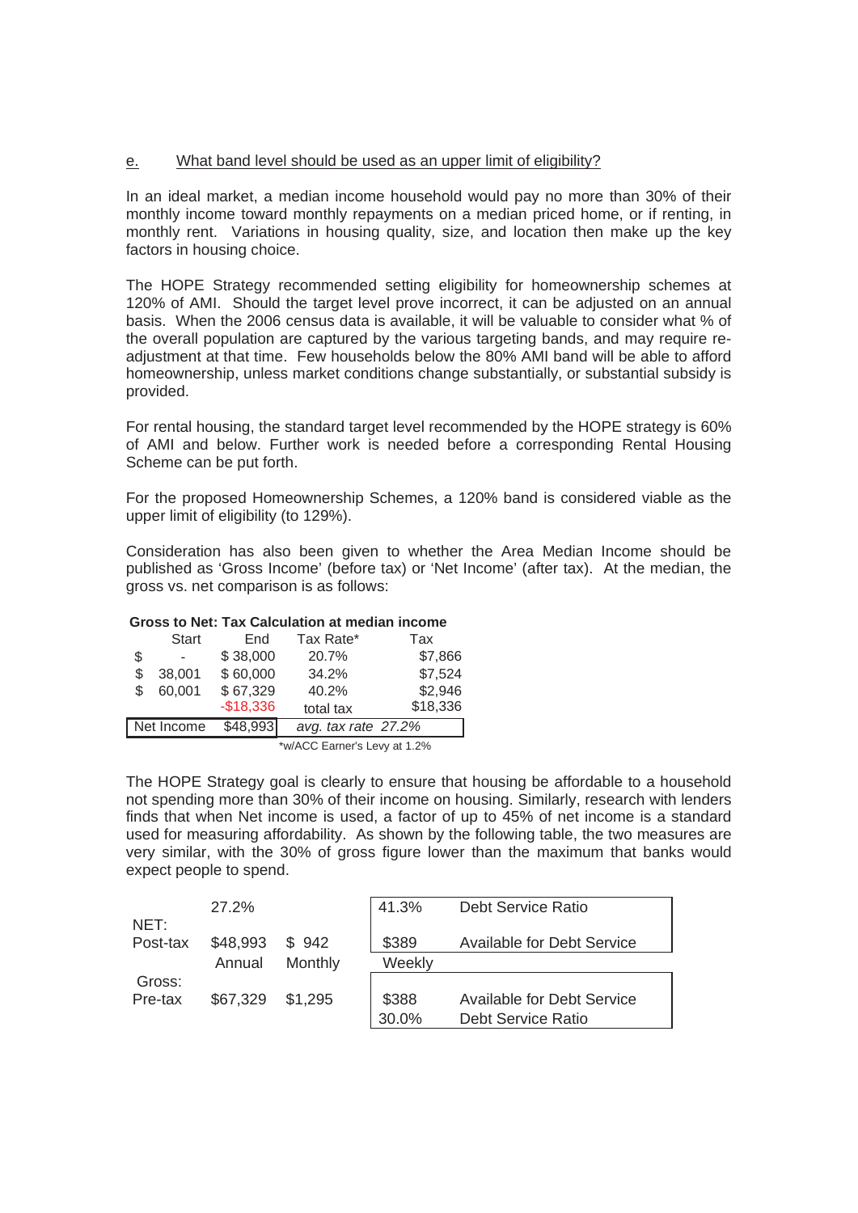e. <u>What band level should be used as an upper limit of eligibility?</u>

In an ideal market, a median income household would pay no more than 30% of their monthly income toward monthly repayments on a median priced home, or if renting, in monthly rent. Variations in housing quality, size, and location then make up the key factors in housing choice.

The HOPE Strategy recommended setting eligibility for homeownership schemes at 120% of AMI. Should the target level prove incorrect, it can be adjusted on an annual basis. When the 2006 census data is available, it will be valuable to consider what % of the overall population are captured by the various targeting bands, and may require re-adjustment at that time. Few households below the 80% AMI band will be able to afford homeownership, unless market conditions change substantially, or substantial subsidy is provided.

For rental housing, the standard target level recommended by the HOPE strategy is 60% of AMI and below. Further work is needed before a corresponding Rental Housing Scheme can be put forth.

For the proposed Homeownership Schemes, a 120% band is considered viable as the upper limit of eligibility (to 129%).

Consideration has also been given to whether the Area Median Income should be published as 'Gross Income' (before tax) or 'Net Income' (after tax). At the median, the gross vs. net comparison is as follows:

**Gross to Net: Tax Calculation at median income**

| Start | End | Tax Rate* | Tax |
|---|---|---|---|
| $ - | $ 38,000 | 20.7% | $7,866 |
| $ 38,001 | $ 60,000 | 34.2% | $7,524 |
| $ 60,001 | $ 67,329 | 40.2% | $2,946 |
| | -$18,336 | total tax | $18,336 |
| Net Income | $48,993 | *avg. tax rate 27.2%* | |

*w/ACC Earner's Levy at 1.2%

The HOPE Strategy goal is clearly to ensure that housing be affordable to a household not spending more than 30% of their income on housing. Similarly, research with lenders finds that when Net income is used, a factor of up to 45% of net income is a standard used for measuring affordability. As shown by the following table, the two measures are very similar, with the 30% of gross figure lower than the maximum that banks would expect people to spend.

| | | | | |
|---|---|---|---|---|
| | 27.2% | | 41.3% | Debt Service Ratio |
| NET: Post-tax | $48,993 | $ 942 | $389 | Available for Debt Service |
| | Annual | Monthly | Weekly | |
| Gross: Pre-tax | $67,329 | $1,295 | $388 | Available for Debt Service |
| | | | 30.0% | Debt Service Ratio |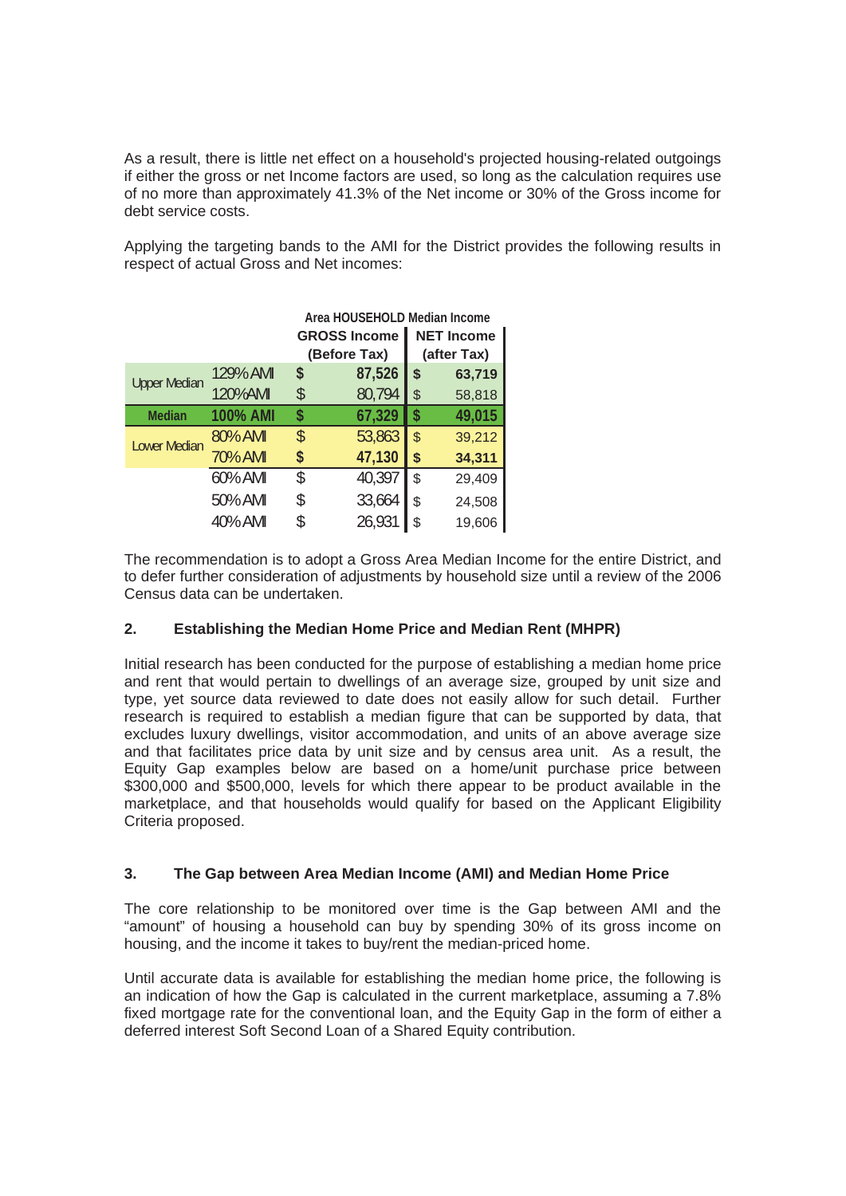As a result, there is little net effect on a household's projected housing-related outgoings if either the gross or net Income factors are used, so long as the calculation requires use of no more than approximately 41.3% of the Net income or 30% of the Gross income for debt service costs.

Applying the targeting bands to the AMI for the District provides the following results in respect of actual Gross and Net incomes:

| | | Area HOUSEHOLD Median Income | |
|---|---|---|---|
| | | GROSS Income (Before Tax) | NET Income (after Tax) |
| Upper Median | 129% AMI | $ 87,526 | $ 63,719 |
| | 120% AMI | $ 80,794 | $ 58,818 |
| **Median** | **100% AMI** | **$ 67,329** | **$ 49,015** |
| Lower Median | 80% AMI | $ 53,863 | $ 39,212 |
| | 70% AMI | $ 47,130 | $ 34,311 |
| | 60% AMI | $ 40,397 | $ 29,409 |
| | 50% AMI | $ 33,664 | $ 24,508 |
| | 40% AMI | $ 26,931 | $ 19,606 |

The recommendation is to adopt a Gross Area Median Income for the entire District, and to defer further consideration of adjustments by household size until a review of the 2006 Census data can be undertaken.

## 2. Establishing the Median Home Price and Median Rent (MHPR)

Initial research has been conducted for the purpose of establishing a median home price and rent that would pertain to dwellings of an average size, grouped by unit size and type, yet source data reviewed to date does not easily allow for such detail. Further research is required to establish a median figure that can be supported by data, that excludes luxury dwellings, visitor accommodation, and units of an above average size and that facilitates price data by unit size and by census area unit. As a result, the Equity Gap examples below are based on a home/unit purchase price between $300,000 and $500,000, levels for which there appear to be product available in the marketplace, and that households would qualify for based on the Applicant Eligibility Criteria proposed.

## 3. The Gap between Area Median Income (AMI) and Median Home Price

The core relationship to be monitored over time is the Gap between AMI and the "amount" of housing a household can buy by spending 30% of its gross income on housing, and the income it takes to buy/rent the median-priced home.

Until accurate data is available for establishing the median home price, the following is an indication of how the Gap is calculated in the current marketplace, assuming a 7.8% fixed mortgage rate for the conventional loan, and the Equity Gap in the form of either a deferred interest Soft Second Loan of a Shared Equity contribution.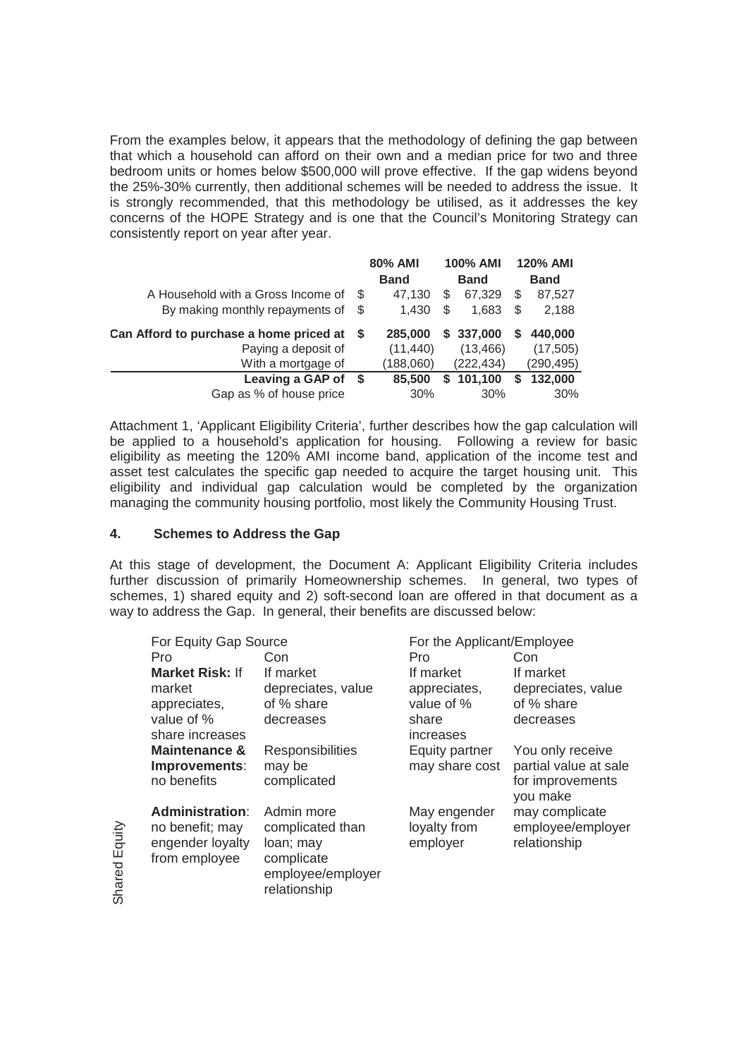From the examples below, it appears that the methodology of defining the gap between that which a household can afford on their own and a median price for two and three bedroom units or homes below $500,000 will prove effective. If the gap widens beyond the 25%-30% currently, then additional schemes will be needed to address the issue. It is strongly recommended, that this methodology be utilised, as it addresses the key concerns of the HOPE Strategy and is one that the Council's Monitoring Strategy can consistently report on year after year.

| | 80% AMI Band | 100% AMI Band | 120% AMI Band |
|---|---|---|---|
| A Household with a Gross Income of | $ 47,130 | $ 67,329 | $ 87,527 |
| By making monthly repayments of | $ 1,430 | $ 1,683 | $ 2,188 |
| **Can Afford to purchase a home priced at** | **$ 285,000** | **$ 337,000** | **$ 440,000** |
| Paying a deposit of | (11,440) | (13,466) | (17,505) |
| With a mortgage of | (188,060) | (222,434) | (290,495) |
| **Leaving a GAP of** | **$ 85,500** | **$ 101,100** | **$ 132,000** |
| Gap as % of house price | 30% | 30% | 30% |

Attachment 1, 'Applicant Eligibility Criteria', further describes how the gap calculation will be applied to a household's application for housing. Following a review for basic eligibility as meeting the 120% AMI income band, application of the income test and asset test calculates the specific gap needed to acquire the target housing unit. This eligibility and individual gap calculation would be completed by the organization managing the community housing portfolio, most likely the Community Housing Trust.

#### 4. Schemes to Address the Gap

At this stage of development, the Document A: Applicant Eligibility Criteria includes further discussion of primarily Homeownership schemes. In general, two types of schemes, 1) shared equity and 2) soft-second loan are offered in that document as a way to address the Gap. In general, their benefits are discussed below:

| | For Equity Gap Source | | For the Applicant/Employee | |
|---|---|---|---|---|
| | Pro | Con | Pro | Con |
| Shared Equity | **Market Risk:** If market appreciates, value of % share increases | If market depreciates, value of % share decreases | If market appreciates, value of % share increases | If market depreciates, value of % share decreases |
| | **Maintenance & Improvements**: no benefits | Responsibilities may be complicated | Equity partner may share cost | You only receive partial value at sale for improvements you make |
| | **Administration**: no benefit; may engender loyalty from employee | Admin more complicated than loan; may complicate employee/employer relationship | May engender loyalty from employer | may complicate employee/employer relationship |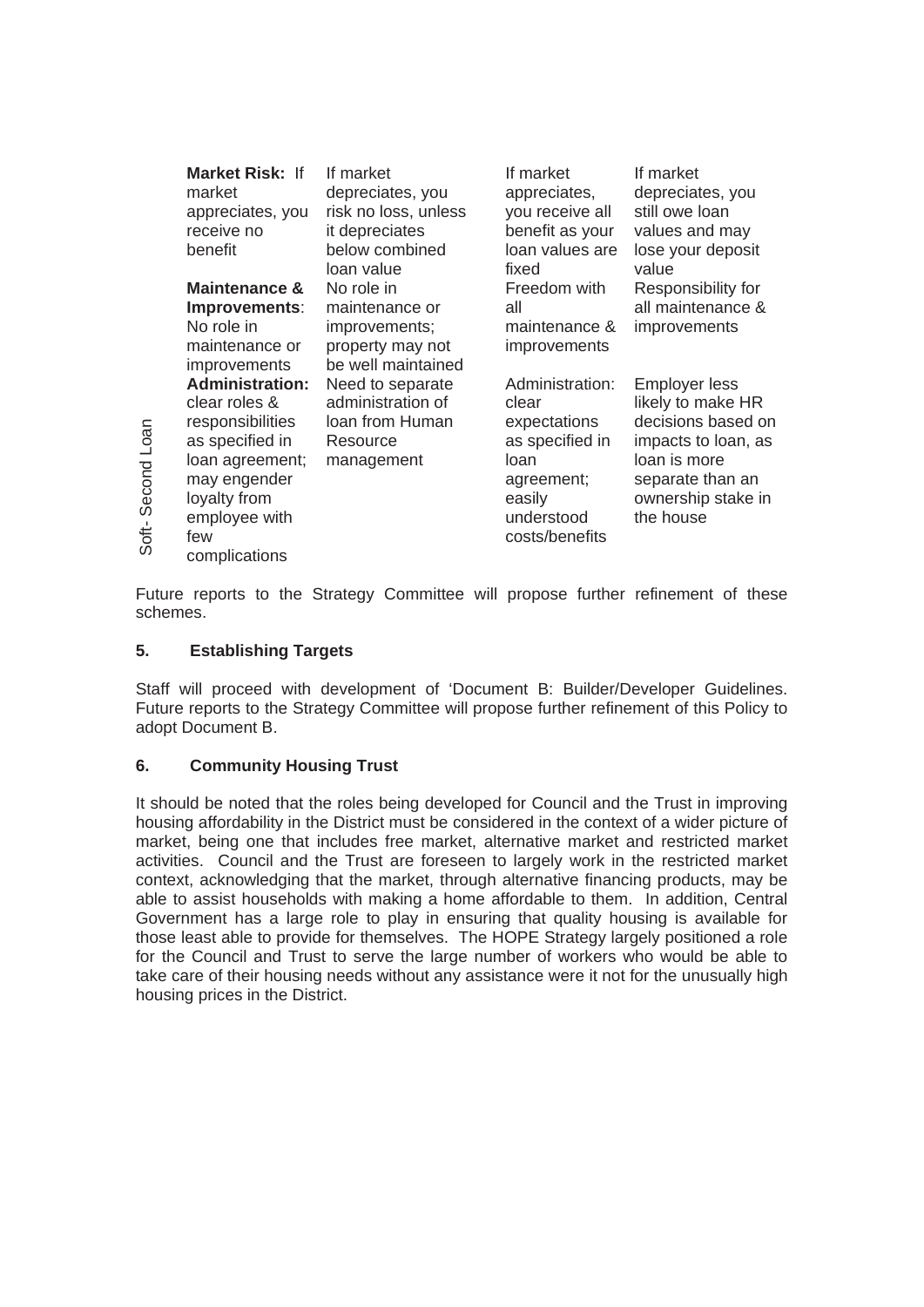| | | | | |
|---|---|---|---|---|
| Soft- Second Loan | **Market Risk:** If market appreciates, you receive no benefit | If market depreciates, you risk no loss, unless it depreciates below combined loan value | If market appreciates, you receive all benefit as your loan values are fixed | If market depreciates, you still owe loan values and may lose your deposit value |
| | **Maintenance & Improvements**: No role in maintenance or improvements | No role in maintenance or improvements; property may not be well maintained | Freedom with all maintenance & improvements | Responsibility for all maintenance & improvements |
| | **Administration:** clear roles & responsibilities as specified in loan agreement; may engender loyalty from employee with few complications | Need to separate administration of loan from Human Resource management | Administration: clear expectations as specified in loan agreement; easily understood costs/benefits | Employer less likely to make HR decisions based on impacts to loan, as loan is more separate than an ownership stake in the house |

Future reports to the Strategy Committee will propose further refinement of these schemes.

## 5. Establishing Targets

Staff will proceed with development of 'Document B: Builder/Developer Guidelines. Future reports to the Strategy Committee will propose further refinement of this Policy to adopt Document B.

## 6. Community Housing Trust

It should be noted that the roles being developed for Council and the Trust in improving housing affordability in the District must be considered in the context of a wider picture of market, being one that includes free market, alternative market and restricted market activities. Council and the Trust are foreseen to largely work in the restricted market context, acknowledging that the market, through alternative financing products, may be able to assist households with making a home affordable to them. In addition, Central Government has a large role to play in ensuring that quality housing is available for those least able to provide for themselves. The HOPE Strategy largely positioned a role for the Council and Trust to serve the large number of workers who would be able to take care of their housing needs without any assistance were it not for the unusually high housing prices in the District.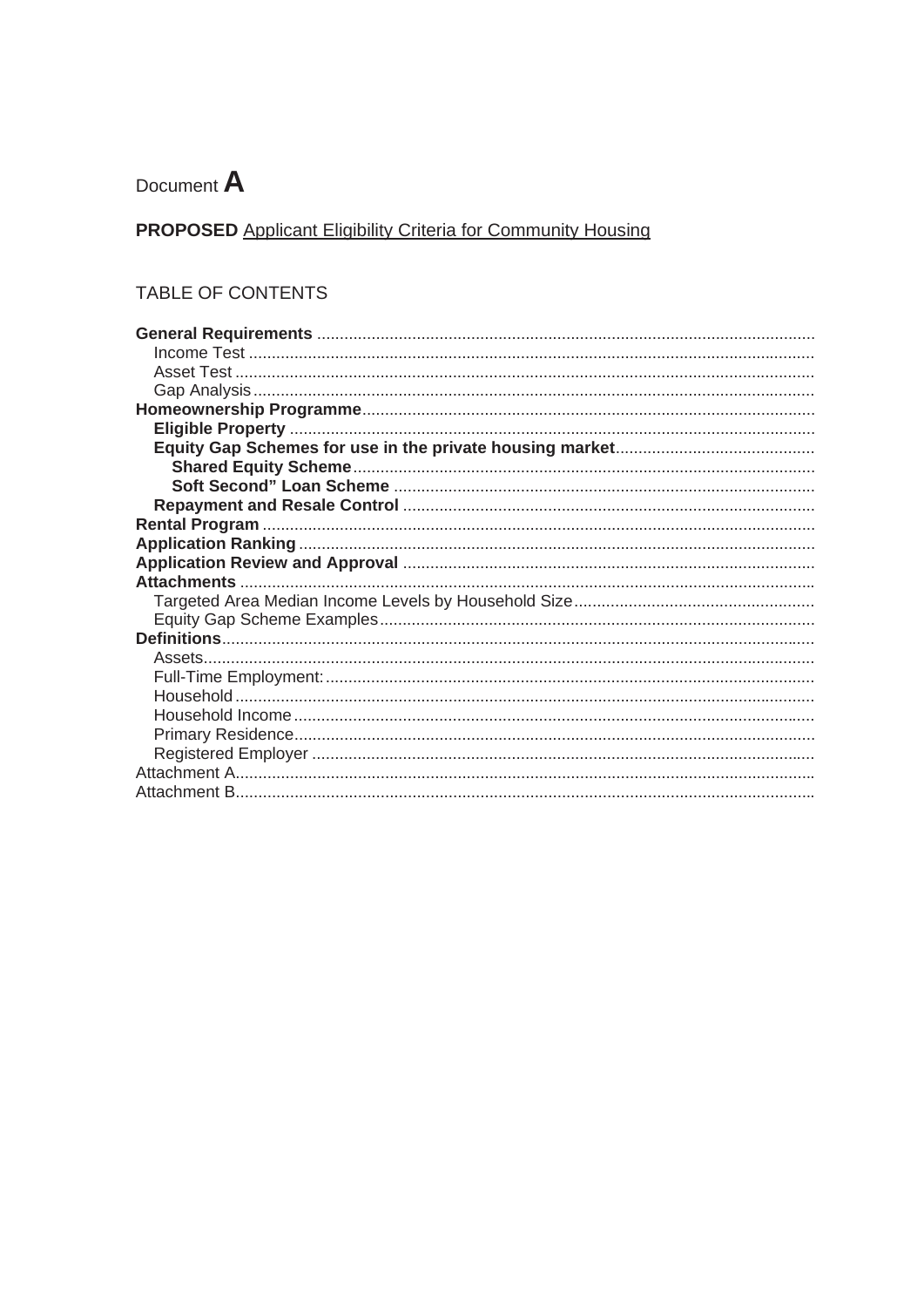Document **A**

**PROPOSED** Applicant Eligibility Criteria for Community Housing

TABLE OF CONTENTS

- **General Requirements**
  - Income Test
  - Asset Test
  - Gap Analysis
- **Homeownership Programme**
  - **Eligible Property**
  - **Equity Gap Schemes for use in the private housing market**
    - **Shared Equity Scheme**
    - **Soft Second" Loan Scheme**
  - **Repayment and Resale Control**
- **Rental Program**
- **Application Ranking**
- **Application Review and Approval**
- **Attachments**
  - Targeted Area Median Income Levels by Household Size
  - Equity Gap Scheme Examples
- **Definitions**
  - Assets
  - Full-Time Employment:
  - Household
  - Household Income
  - Primary Residence
  - Registered Employer
- Attachment A
- Attachment B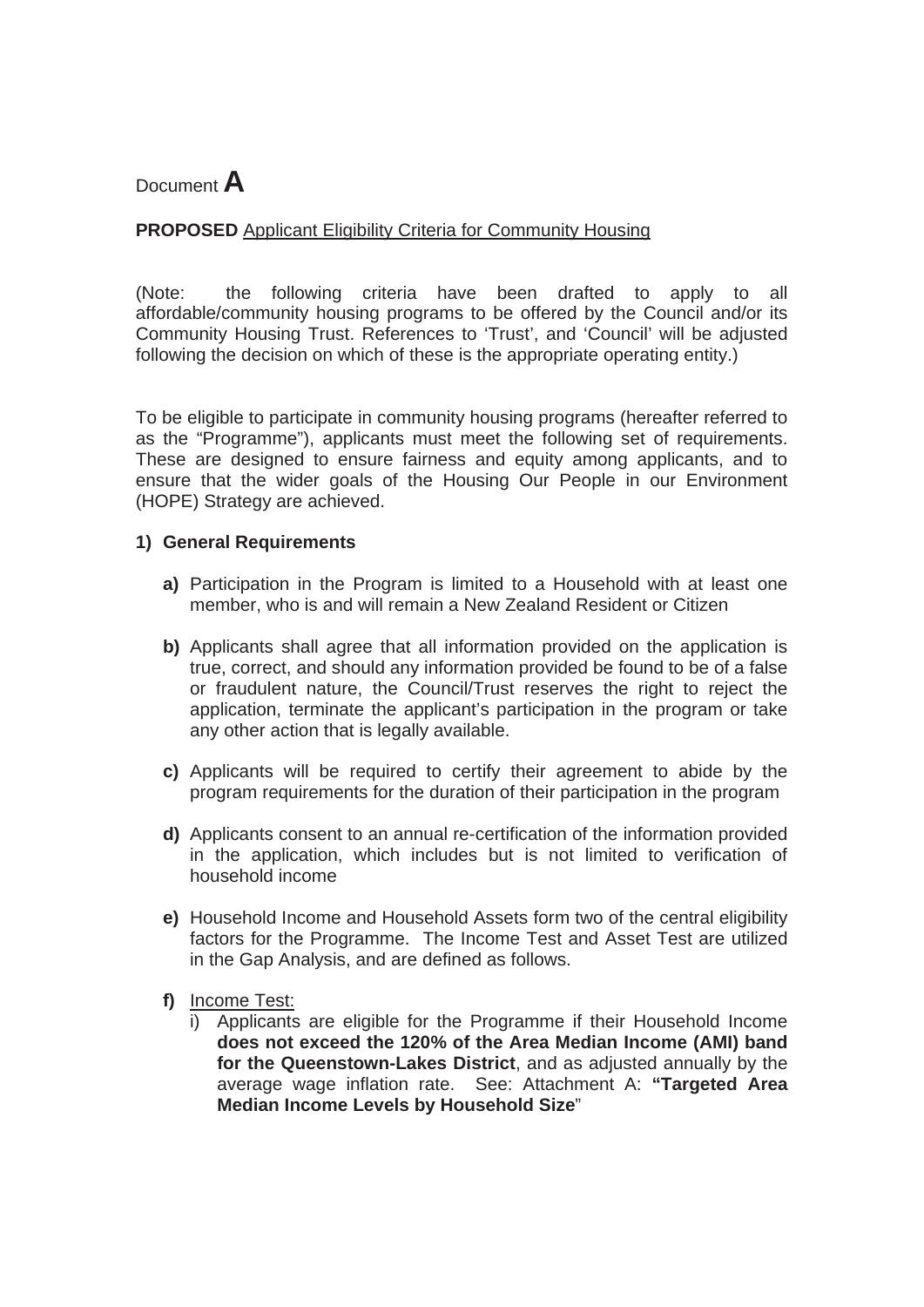Document **A**

**PROPOSED** Applicant Eligibility Criteria for Community Housing

(Note: the following criteria have been drafted to apply to all affordable/community housing programs to be offered by the Council and/or its Community Housing Trust. References to 'Trust', and 'Council' will be adjusted following the decision on which of these is the appropriate operating entity.)

To be eligible to participate in community housing programs (hereafter referred to as the "Programme"), applicants must meet the following set of requirements. These are designed to ensure fairness and equity among applicants, and to ensure that the wider goals of the Housing Our People in our Environment (HOPE) Strategy are achieved.

**1) General Requirements**

**a)** Participation in the Program is limited to a Household with at least one member, who is and will remain a New Zealand Resident or Citizen

**b)** Applicants shall agree that all information provided on the application is true, correct, and should any information provided be found to be of a false or fraudulent nature, the Council/Trust reserves the right to reject the application, terminate the applicant's participation in the program or take any other action that is legally available.

**c)** Applicants will be required to certify their agreement to abide by the program requirements for the duration of their participation in the program

**d)** Applicants consent to an annual re-certification of the information provided in the application, which includes but is not limited to verification of household income

**e)** Household Income and Household Assets form two of the central eligibility factors for the Programme. The Income Test and Asset Test are utilized in the Gap Analysis, and are defined as follows.

**f)** Income Test:

i) Applicants are eligible for the Programme if their Household Income **does not exceed the 120% of the Area Median Income (AMI) band for the Queenstown-Lakes District**, and as adjusted annually by the average wage inflation rate. See: Attachment A: **"Targeted Area Median Income Levels by Household Size**"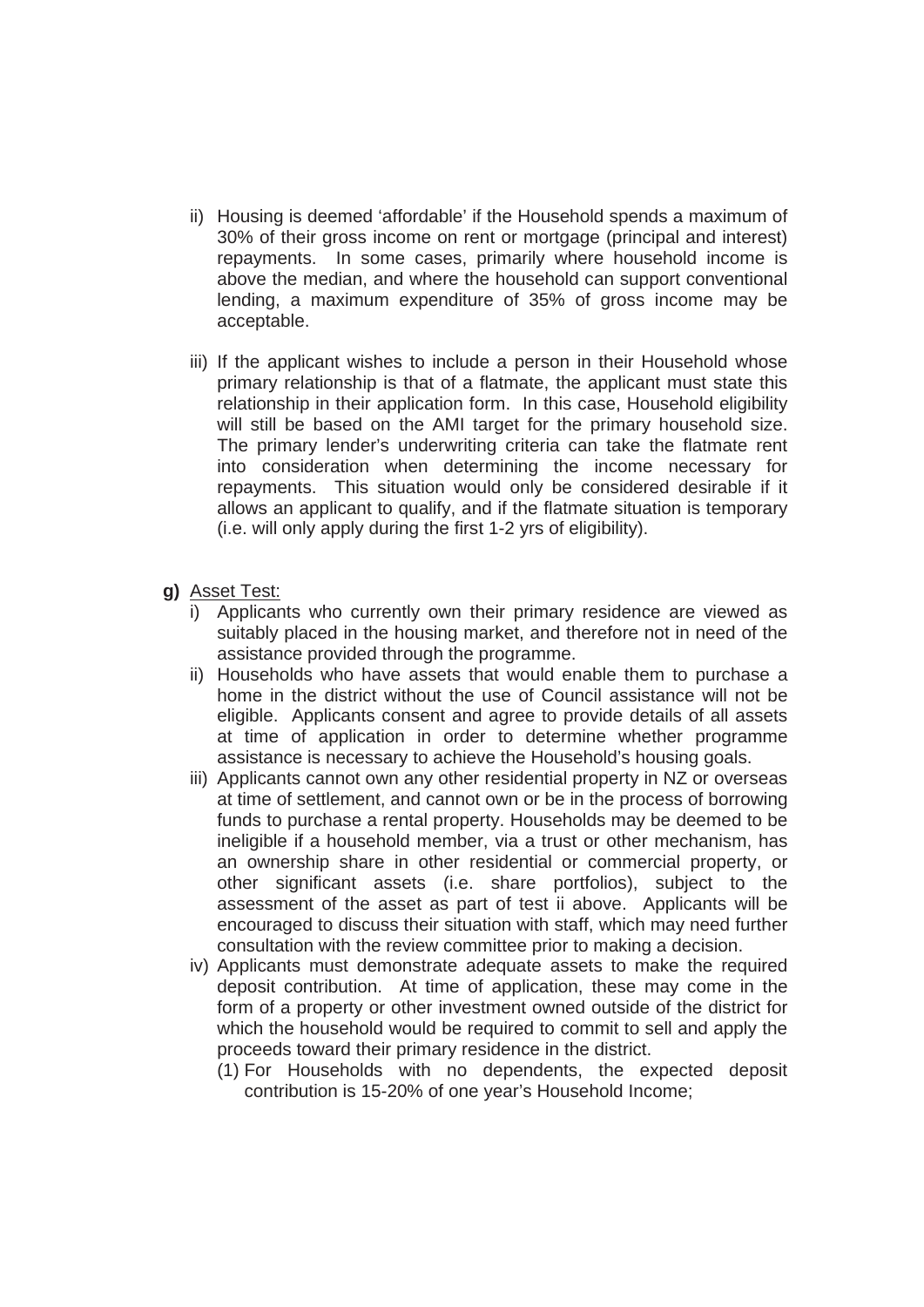ii) Housing is deemed 'affordable' if the Household spends a maximum of 30% of their gross income on rent or mortgage (principal and interest) repayments. In some cases, primarily where household income is above the median, and where the household can support conventional lending, a maximum expenditure of 35% of gross income may be acceptable.

iii) If the applicant wishes to include a person in their Household whose primary relationship is that of a flatmate, the applicant must state this relationship in their application form. In this case, Household eligibility will still be based on the AMI target for the primary household size. The primary lender's underwriting criteria can take the flatmate rent into consideration when determining the income necessary for repayments. This situation would only be considered desirable if it allows an applicant to qualify, and if the flatmate situation is temporary (i.e. will only apply during the first 1-2 yrs of eligibility).

**g)** <u>Asset Test:</u>

i) Applicants who currently own their primary residence are viewed as suitably placed in the housing market, and therefore not in need of the assistance provided through the programme.

ii) Households who have assets that would enable them to purchase a home in the district without the use of Council assistance will not be eligible. Applicants consent and agree to provide details of all assets at time of application in order to determine whether programme assistance is necessary to achieve the Household's housing goals.

iii) Applicants cannot own any other residential property in NZ or overseas at time of settlement, and cannot own or be in the process of borrowing funds to purchase a rental property. Households may be deemed to be ineligible if a household member, via a trust or other mechanism, has an ownership share in other residential or commercial property, or other significant assets (i.e. share portfolios), subject to the assessment of the asset as part of test ii above. Applicants will be encouraged to discuss their situation with staff, which may need further consultation with the review committee prior to making a decision.

iv) Applicants must demonstrate adequate assets to make the required deposit contribution. At time of application, these may come in the form of a property or other investment owned outside of the district for which the household would be required to commit to sell and apply the proceeds toward their primary residence in the district.

(1) For Households with no dependents, the expected deposit contribution is 15-20% of one year's Household Income;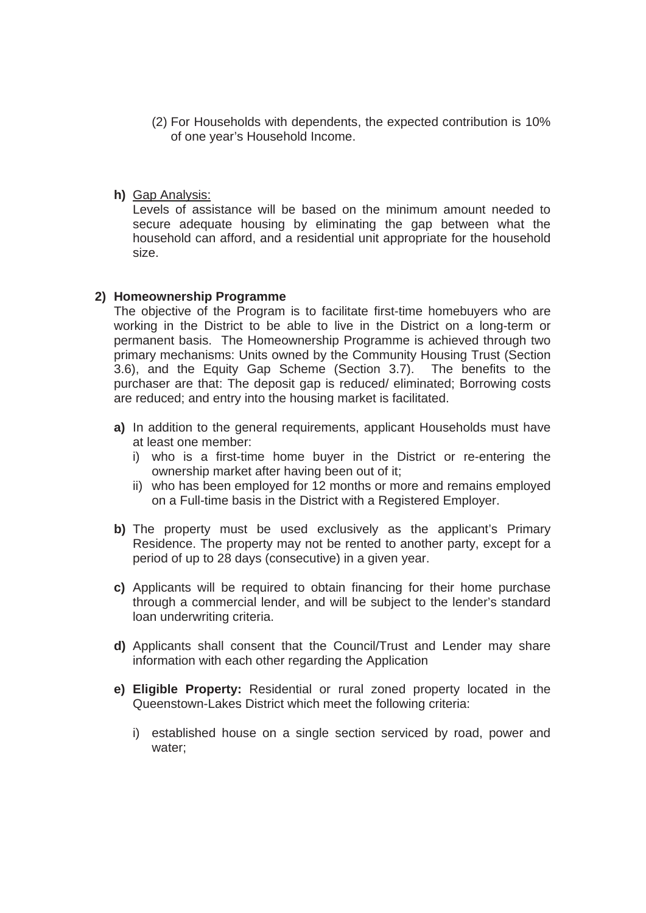(2) For Households with dependents, the expected contribution is 10% of one year's Household Income.

**h)** Gap Analysis:

Levels of assistance will be based on the minimum amount needed to secure adequate housing by eliminating the gap between what the household can afford, and a residential unit appropriate for the household size.

**2) Homeownership Programme**

The objective of the Program is to facilitate first-time homebuyers who are working in the District to be able to live in the District on a long-term or permanent basis. The Homeownership Programme is achieved through two primary mechanisms: Units owned by the Community Housing Trust (Section 3.6), and the Equity Gap Scheme (Section 3.7). The benefits to the purchaser are that: The deposit gap is reduced/ eliminated; Borrowing costs are reduced; and entry into the housing market is facilitated.

**a)** In addition to the general requirements, applicant Households must have at least one member:

i) who is a first-time home buyer in the District or re-entering the ownership market after having been out of it;

ii) who has been employed for 12 months or more and remains employed on a Full-time basis in the District with a Registered Employer.

**b)** The property must be used exclusively as the applicant's Primary Residence. The property may not be rented to another party, except for a period of up to 28 days (consecutive) in a given year.

**c)** Applicants will be required to obtain financing for their home purchase through a commercial lender, and will be subject to the lender's standard loan underwriting criteria.

**d)** Applicants shall consent that the Council/Trust and Lender may share information with each other regarding the Application

**e) Eligible Property:** Residential or rural zoned property located in the Queenstown-Lakes District which meet the following criteria:

i) established house on a single section serviced by road, power and water;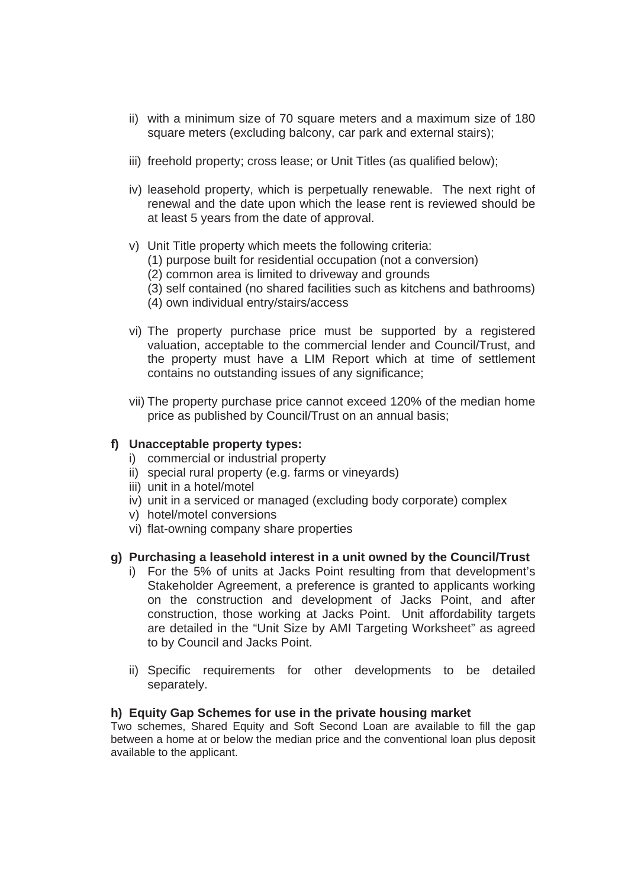ii) with a minimum size of 70 square meters and a maximum size of 180 square meters (excluding balcony, car park and external stairs);

iii) freehold property; cross lease; or Unit Titles (as qualified below);

iv) leasehold property, which is perpetually renewable. The next right of renewal and the date upon which the lease rent is reviewed should be at least 5 years from the date of approval.

v) Unit Title property which meets the following criteria:
   (1) purpose built for residential occupation (not a conversion)
   (2) common area is limited to driveway and grounds
   (3) self contained (no shared facilities such as kitchens and bathrooms)
   (4) own individual entry/stairs/access

vi) The property purchase price must be supported by a registered valuation, acceptable to the commercial lender and Council/Trust, and the property must have a LIM Report which at time of settlement contains no outstanding issues of any significance;

vii) The property purchase price cannot exceed 120% of the median home price as published by Council/Trust on an annual basis;

**f) Unacceptable property types:**

i) commercial or industrial property
ii) special rural property (e.g. farms or vineyards)
iii) unit in a hotel/motel
iv) unit in a serviced or managed (excluding body corporate) complex
v) hotel/motel conversions
vi) flat-owning company share properties

**g) Purchasing a leasehold interest in a unit owned by the Council/Trust**

i) For the 5% of units at Jacks Point resulting from that development's Stakeholder Agreement, a preference is granted to applicants working on the construction and development of Jacks Point, and after construction, those working at Jacks Point. Unit affordability targets are detailed in the "Unit Size by AMI Targeting Worksheet" as agreed to by Council and Jacks Point.

ii) Specific requirements for other developments to be detailed separately.

**h) Equity Gap Schemes for use in the private housing market**

Two schemes, Shared Equity and Soft Second Loan are available to fill the gap between a home at or below the median price and the conventional loan plus deposit available to the applicant.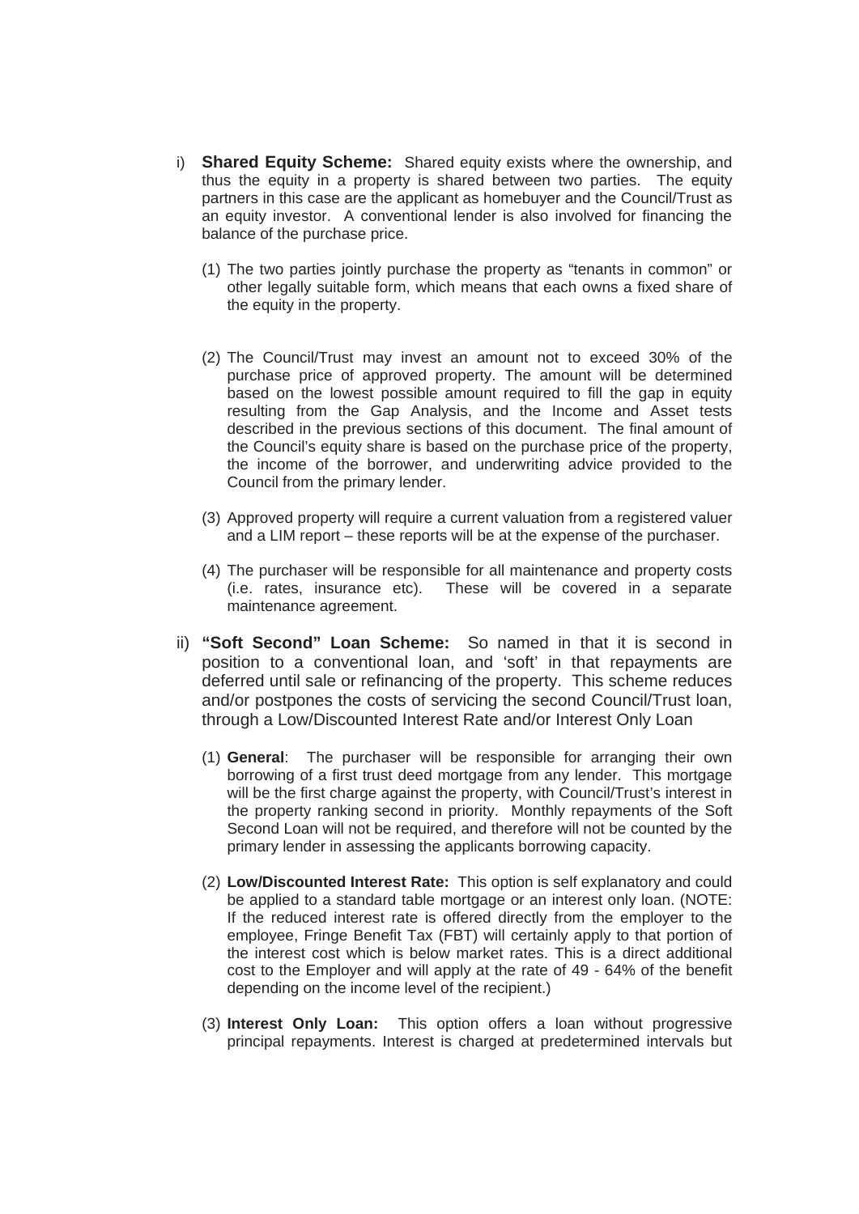i) **Shared Equity Scheme:** Shared equity exists where the ownership, and thus the equity in a property is shared between two parties. The equity partners in this case are the applicant as homebuyer and the Council/Trust as an equity investor. A conventional lender is also involved for financing the balance of the purchase price.

   (1) The two parties jointly purchase the property as "tenants in common" or other legally suitable form, which means that each owns a fixed share of the equity in the property.

   (2) The Council/Trust may invest an amount not to exceed 30% of the purchase price of approved property. The amount will be determined based on the lowest possible amount required to fill the gap in equity resulting from the Gap Analysis, and the Income and Asset tests described in the previous sections of this document. The final amount of the Council's equity share is based on the purchase price of the property, the income of the borrower, and underwriting advice provided to the Council from the primary lender.

   (3) Approved property will require a current valuation from a registered valuer and a LIM report – these reports will be at the expense of the purchaser.

   (4) The purchaser will be responsible for all maintenance and property costs (i.e. rates, insurance etc). These will be covered in a separate maintenance agreement.

ii) **"Soft Second" Loan Scheme:** So named in that it is second in position to a conventional loan, and 'soft' in that repayments are deferred until sale or refinancing of the property. This scheme reduces and/or postpones the costs of servicing the second Council/Trust loan, through a Low/Discounted Interest Rate and/or Interest Only Loan

   (1) **General**: The purchaser will be responsible for arranging their own borrowing of a first trust deed mortgage from any lender. This mortgage will be the first charge against the property, with Council/Trust's interest in the property ranking second in priority. Monthly repayments of the Soft Second Loan will not be required, and therefore will not be counted by the primary lender in assessing the applicants borrowing capacity.

   (2) **Low/Discounted Interest Rate:** This option is self explanatory and could be applied to a standard table mortgage or an interest only loan. (NOTE: If the reduced interest rate is offered directly from the employer to the employee, Fringe Benefit Tax (FBT) will certainly apply to that portion of the interest cost which is below market rates. This is a direct additional cost to the Employer and will apply at the rate of 49 - 64% of the benefit depending on the income level of the recipient.)

   (3) **Interest Only Loan:** This option offers a loan without progressive principal repayments. Interest is charged at predetermined intervals but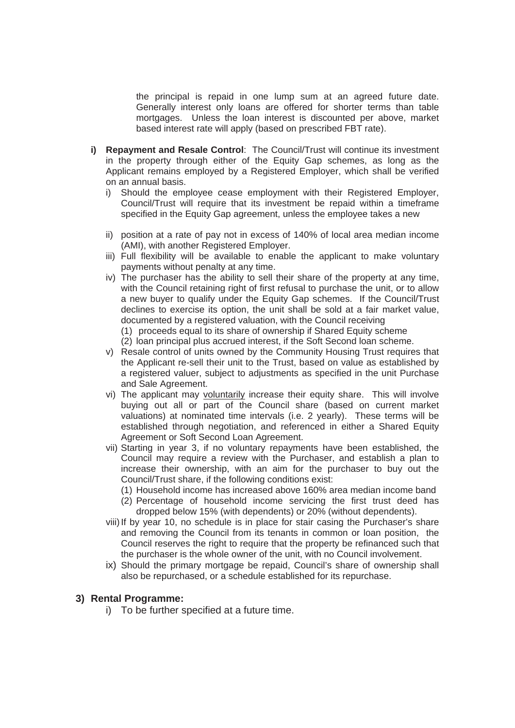the principal is repaid in one lump sum at an agreed future date. Generally interest only loans are offered for shorter terms than table mortgages. Unless the loan interest is discounted per above, market based interest rate will apply (based on prescribed FBT rate).

**i) Repayment and Resale Control**: The Council/Trust will continue its investment in the property through either of the Equity Gap schemes, as long as the Applicant remains employed by a Registered Employer, which shall be verified on an annual basis.

i) Should the employee cease employment with their Registered Employer, Council/Trust will require that its investment be repaid within a timeframe specified in the Equity Gap agreement, unless the employee takes a new

ii) position at a rate of pay not in excess of 140% of local area median income (AMI), with another Registered Employer.

iii) Full flexibility will be available to enable the applicant to make voluntary payments without penalty at any time.

iv) The purchaser has the ability to sell their share of the property at any time, with the Council retaining right of first refusal to purchase the unit, or to allow a new buyer to qualify under the Equity Gap schemes. If the Council/Trust declines to exercise its option, the unit shall be sold at a fair market value, documented by a registered valuation, with the Council receiving
   (1) proceeds equal to its share of ownership if Shared Equity scheme
   (2) loan principal plus accrued interest, if the Soft Second loan scheme.

v) Resale control of units owned by the Community Housing Trust requires that the Applicant re-sell their unit to the Trust, based on value as established by a registered valuer, subject to adjustments as specified in the unit Purchase and Sale Agreement.

vi) The applicant may voluntarily increase their equity share. This will involve buying out all or part of the Council share (based on current market valuations) at nominated time intervals (i.e. 2 yearly). These terms will be established through negotiation, and referenced in either a Shared Equity Agreement or Soft Second Loan Agreement.

vii) Starting in year 3, if no voluntary repayments have been established, the Council may require a review with the Purchaser, and establish a plan to increase their ownership, with an aim for the purchaser to buy out the Council/Trust share, if the following conditions exist:
   (1) Household income has increased above 160% area median income band
   (2) Percentage of household income servicing the first trust deed has dropped below 15% (with dependents) or 20% (without dependents).

viii) If by year 10, no schedule is in place for stair casing the Purchaser's share and removing the Council from its tenants in common or loan position, the Council reserves the right to require that the property be refinanced such that the purchaser is the whole owner of the unit, with no Council involvement.

ix) Should the primary mortgage be repaid, Council's share of ownership shall also be repurchased, or a schedule established for its repurchase.

**3) Rental Programme:**

i) To be further specified at a future time.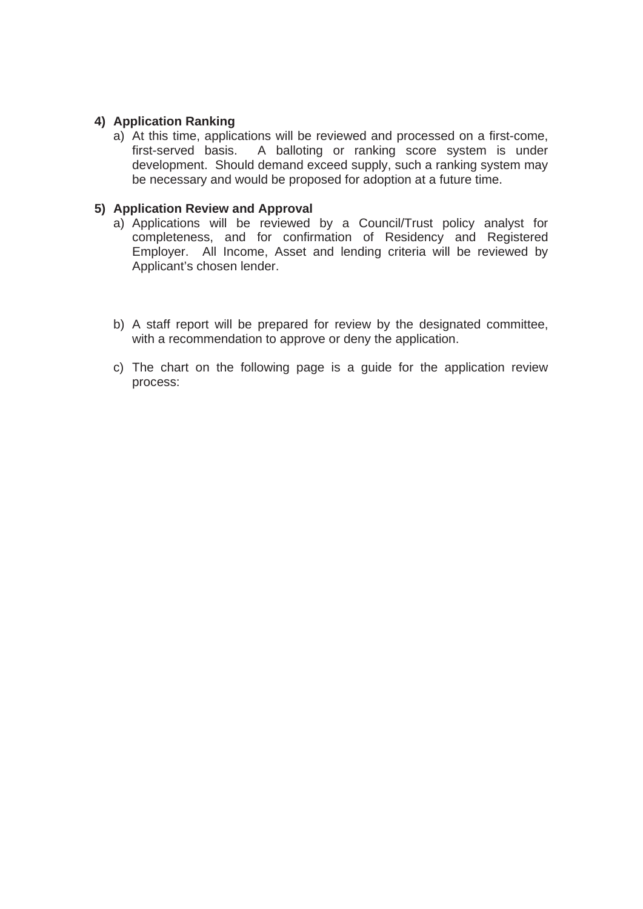**4) Application Ranking**

a) At this time, applications will be reviewed and processed on a first-come, first-served basis. A balloting or ranking score system is under development. Should demand exceed supply, such a ranking system may be necessary and would be proposed for adoption at a future time.

**5) Application Review and Approval**

a) Applications will be reviewed by a Council/Trust policy analyst for completeness, and for confirmation of Residency and Registered Employer. All Income, Asset and lending criteria will be reviewed by Applicant's chosen lender.

b) A staff report will be prepared for review by the designated committee, with a recommendation to approve or deny the application.

c) The chart on the following page is a guide for the application review process: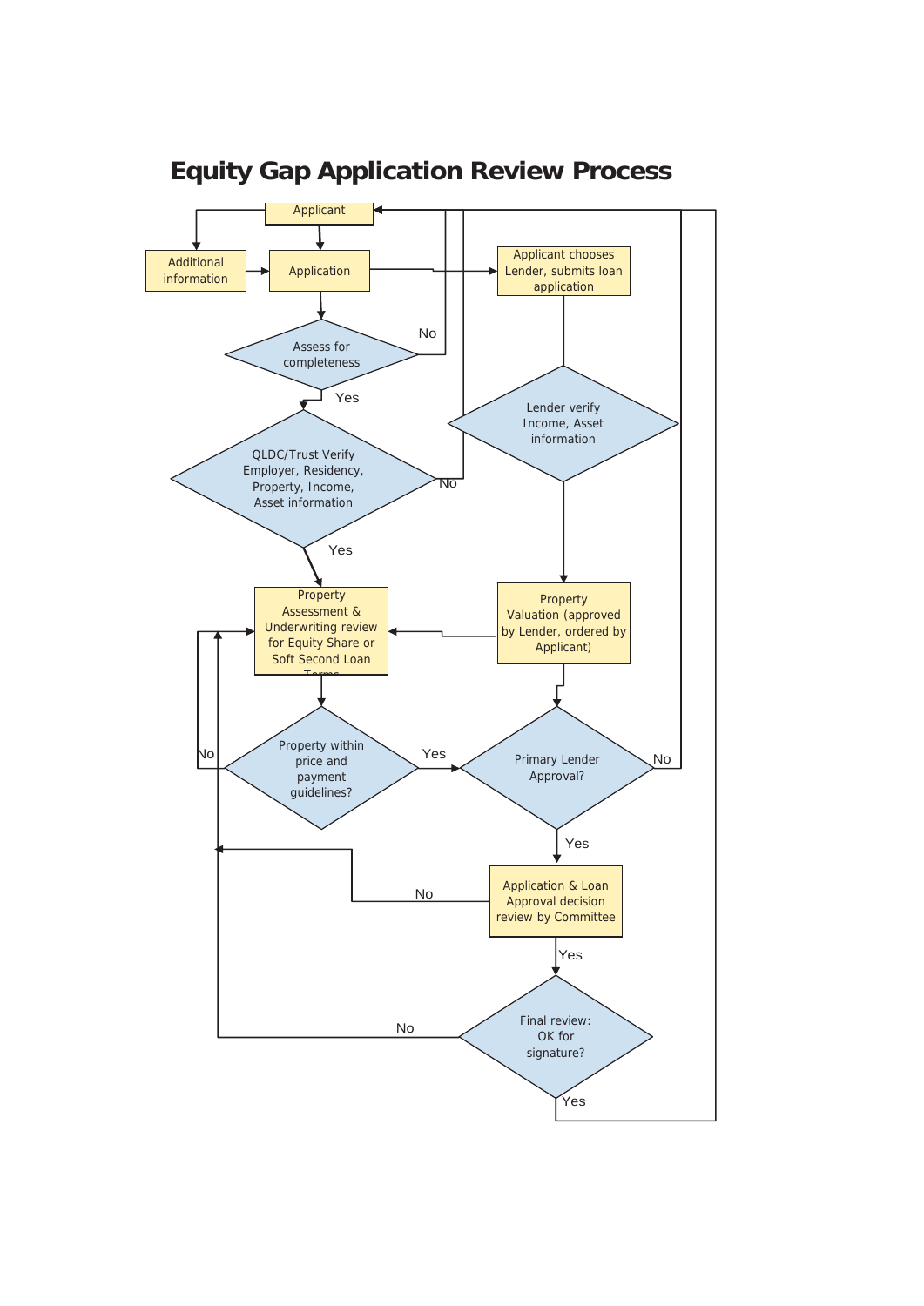# Equity Gap Application Review Process

Applicant

Additional information

Application

Applicant chooses Lender, submits loan application

Assess for completeness

No

Yes

Lender verify Income, Asset information

QLDC/Trust Verify Employer, Residency, Property, Income, Asset information

No

Yes

Property Assessment & Underwriting review for Equity Share or Soft Second Loan Terms

Property Valuation (approved by Lender, ordered by Applicant)

Property within price and payment guidelines?

No

Yes

Primary Lender Approval?

No

Yes

Application & Loan Approval decision review by Committee

No

Yes

Final review: OK for signature?

No

Yes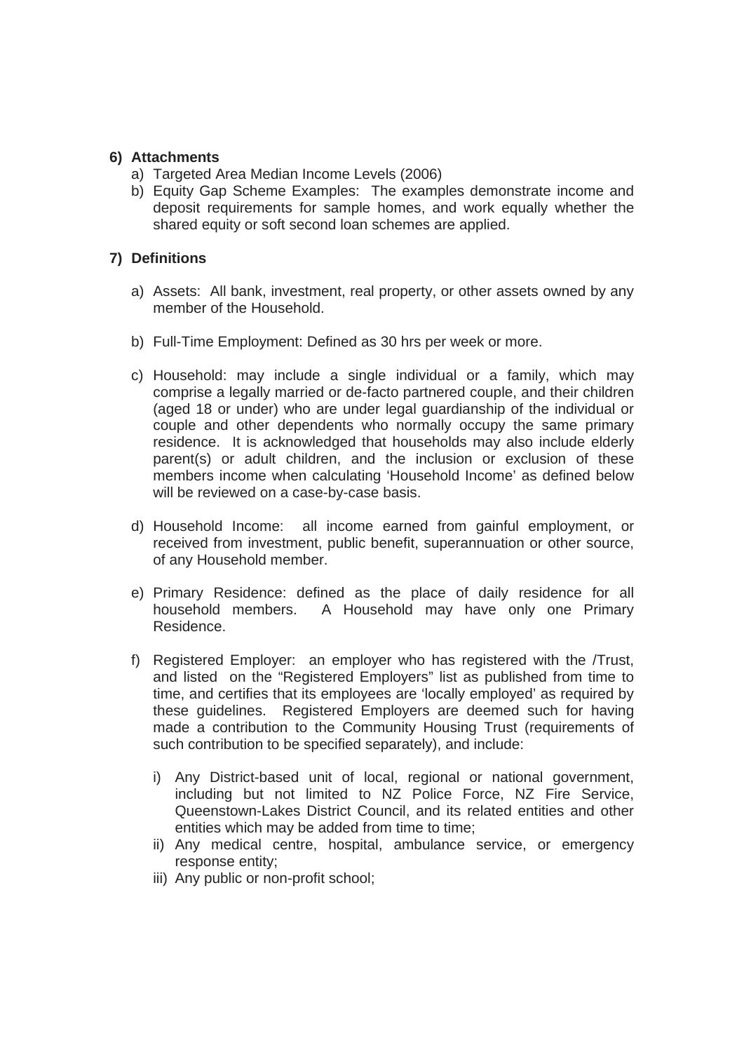## 6) Attachments

a) Targeted Area Median Income Levels (2006)
b) Equity Gap Scheme Examples: The examples demonstrate income and deposit requirements for sample homes, and work equally whether the shared equity or soft second loan schemes are applied.

## 7) Definitions

a) Assets: All bank, investment, real property, or other assets owned by any member of the Household.

b) Full-Time Employment: Defined as 30 hrs per week or more.

c) Household: may include a single individual or a family, which may comprise a legally married or de-facto partnered couple, and their children (aged 18 or under) who are under legal guardianship of the individual or couple and other dependents who normally occupy the same primary residence. It is acknowledged that households may also include elderly parent(s) or adult children, and the inclusion or exclusion of these members income when calculating 'Household Income' as defined below will be reviewed on a case-by-case basis.

d) Household Income: all income earned from gainful employment, or received from investment, public benefit, superannuation or other source, of any Household member.

e) Primary Residence: defined as the place of daily residence for all household members. A Household may have only one Primary Residence.

f) Registered Employer: an employer who has registered with the /Trust, and listed on the "Registered Employers" list as published from time to time, and certifies that its employees are 'locally employed' as required by these guidelines. Registered Employers are deemed such for having made a contribution to the Community Housing Trust (requirements of such contribution to be specified separately), and include:

   i) Any District-based unit of local, regional or national government, including but not limited to NZ Police Force, NZ Fire Service, Queenstown-Lakes District Council, and its related entities and other entities which may be added from time to time;
   ii) Any medical centre, hospital, ambulance service, or emergency response entity;
   iii) Any public or non-profit school;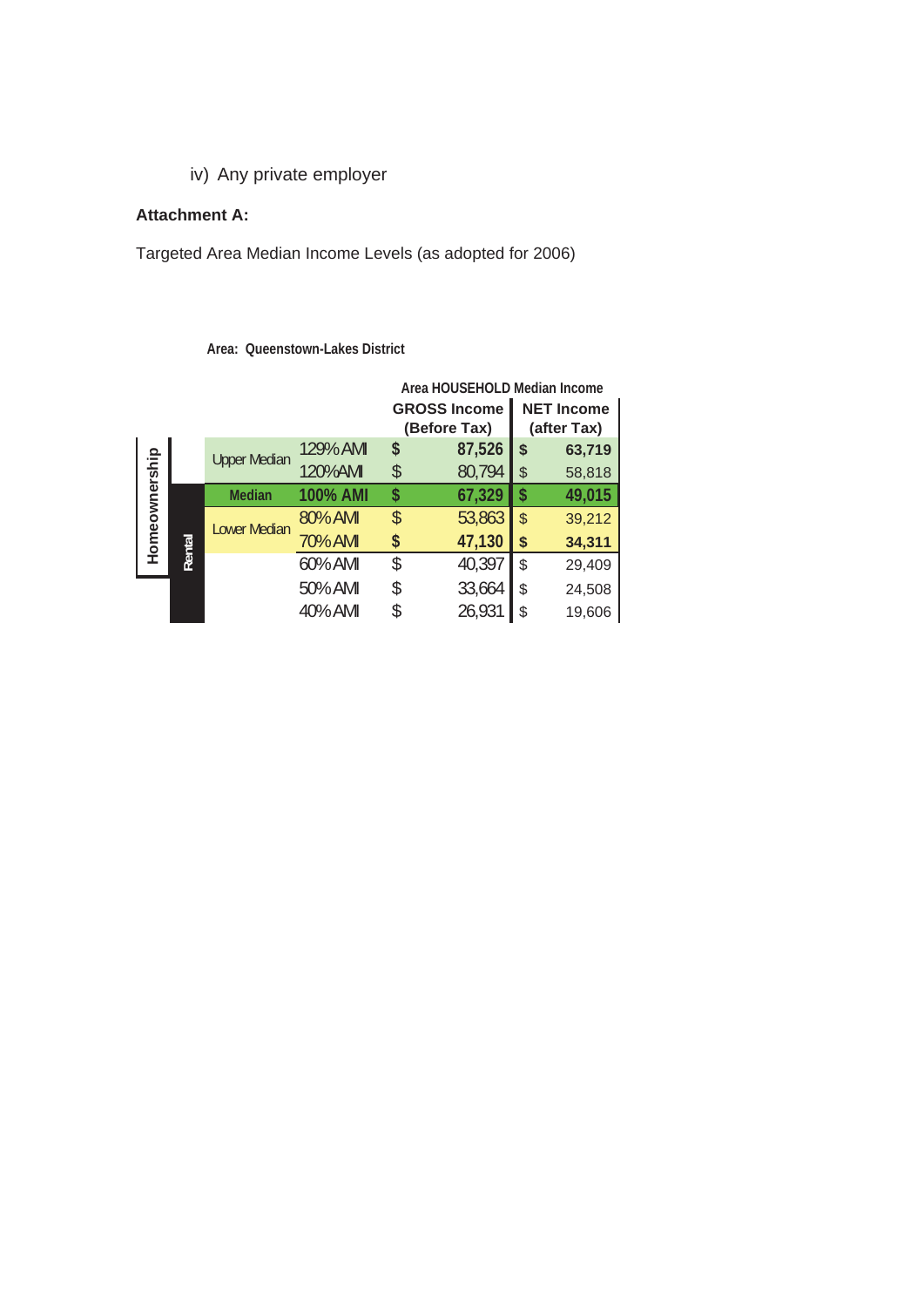iv) Any private employer

**Attachment A:**

Targeted Area Median Income Levels (as adopted for 2006)

**Area: Queenstown-Lakes District**

| | | | | Area HOUSEHOLD Median Income | |
|---|---|---|---|---|---|
| | | | | GROSS Income (Before Tax) | NET Income (after Tax) |
| Homeownership | | Upper Median | 129% AMI | $ 87,526 | $ 63,719 |
| Homeownership | | Upper Median | 120% AMI | $ 80,794 | $ 58,818 |
| Homeownership | Rental | Median | 100% AMI | $ 67,329 | $ 49,015 |
| Homeownership | Rental | Lower Median | 80% AMI | $ 53,863 | $ 39,212 |
| Homeownership | Rental | Lower Median | 70% AMI | $ 47,130 | $ 34,311 |
| | Rental | | 60% AMI | $ 40,397 | $ 29,409 |
| | Rental | | 50% AMI | $ 33,664 | $ 24,508 |
| | Rental | | 40% AMI | $ 26,931 | $ 19,606 |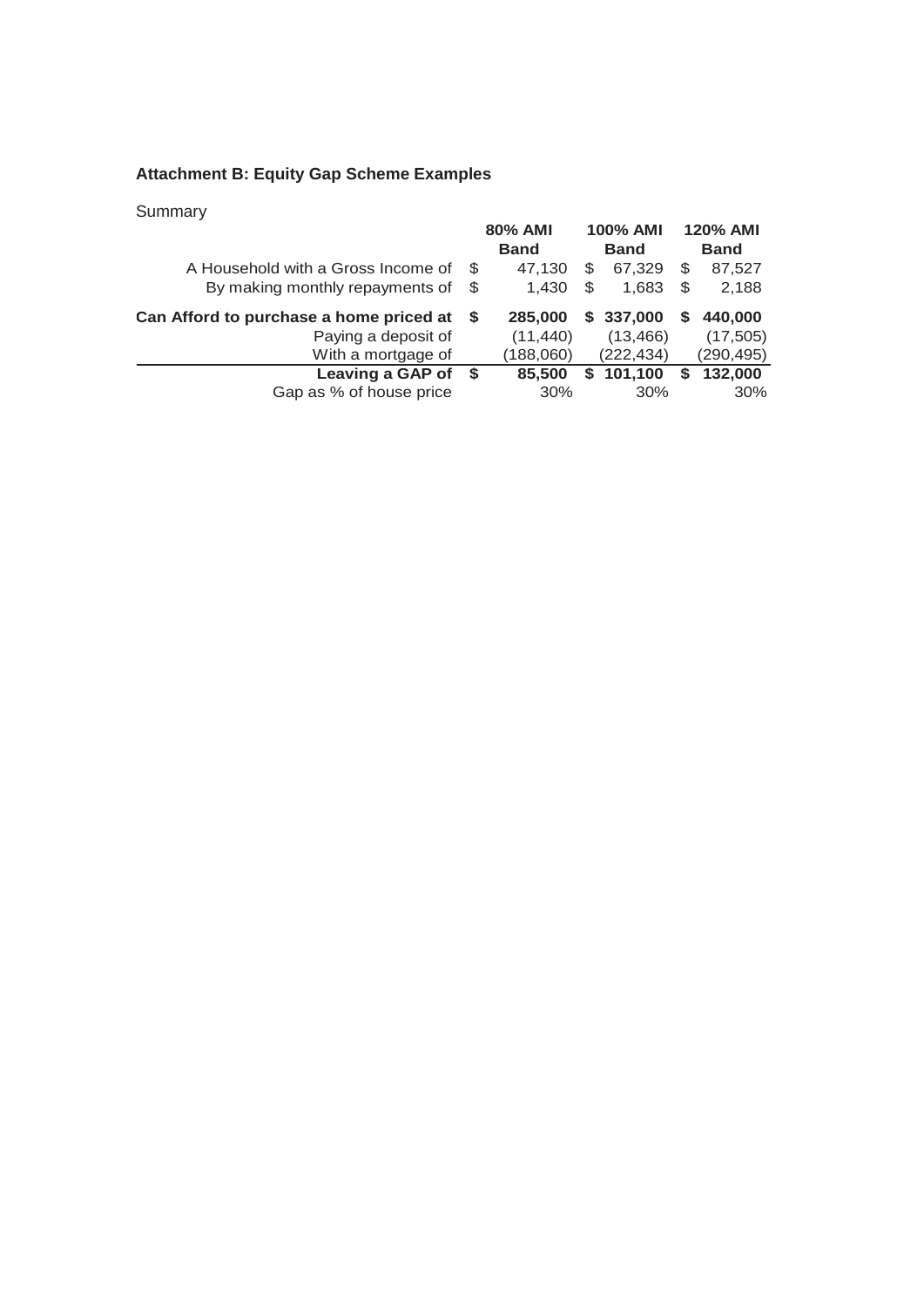**Attachment B: Equity Gap Scheme Examples**

Summary

| | 80% AMI Band | 100% AMI Band | 120% AMI Band |
|---|---|---|---|
| A Household with a Gross Income of | $ 47,130 | $ 67,329 | $ 87,527 |
| By making monthly repayments of | $ 1,430 | $ 1,683 | $ 2,188 |
| **Can Afford to purchase a home priced at** | **$ 285,000** | **$ 337,000** | **$ 440,000** |
| Paying a deposit of | (11,440) | (13,466) | (17,505) |
| With a mortgage of | (188,060) | (222,434) | (290,495) |
| **Leaving a GAP of** | **$ 85,500** | **$ 101,100** | **$ 132,000** |
| Gap as % of house price | 30% | 30% | 30% |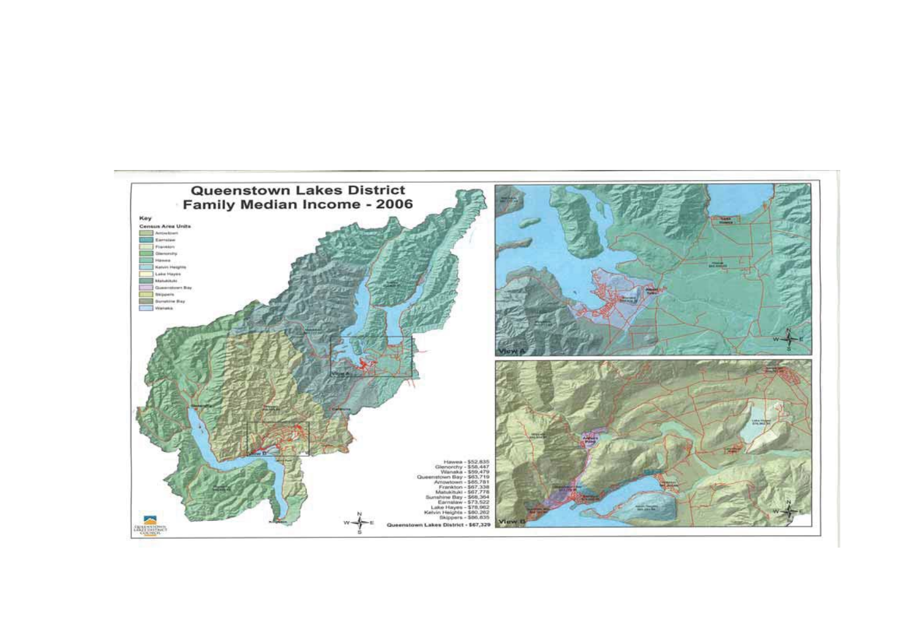# Queenstown Lakes District Family Median Income - 2006

**Key**

**Census Area Units**

- Arrowtown
- Earnslaw
- Frankton
- Glenorchy
- Hawea
- Kelvin Heights
- Lake Hayes
- Matukituki
- Queenstown Bay
- Skippers
- Sunshine Bay
- Wanaka

Hawea - $52,835
Glenorchy - $58,447
Wanaka - $59,479
Queenstown Bay - $63,719
Arrowtown - $65,781
Frankton - $67,338
Matukituki - $67,776
Sunshine Bay - $68,364
Earnslaw - $73,522
Lake Hayes - $78,962
Kelvin Heights - $80,262
Skippers - $86,835

**Queenstown Lakes District - $67,329**

View A

View B